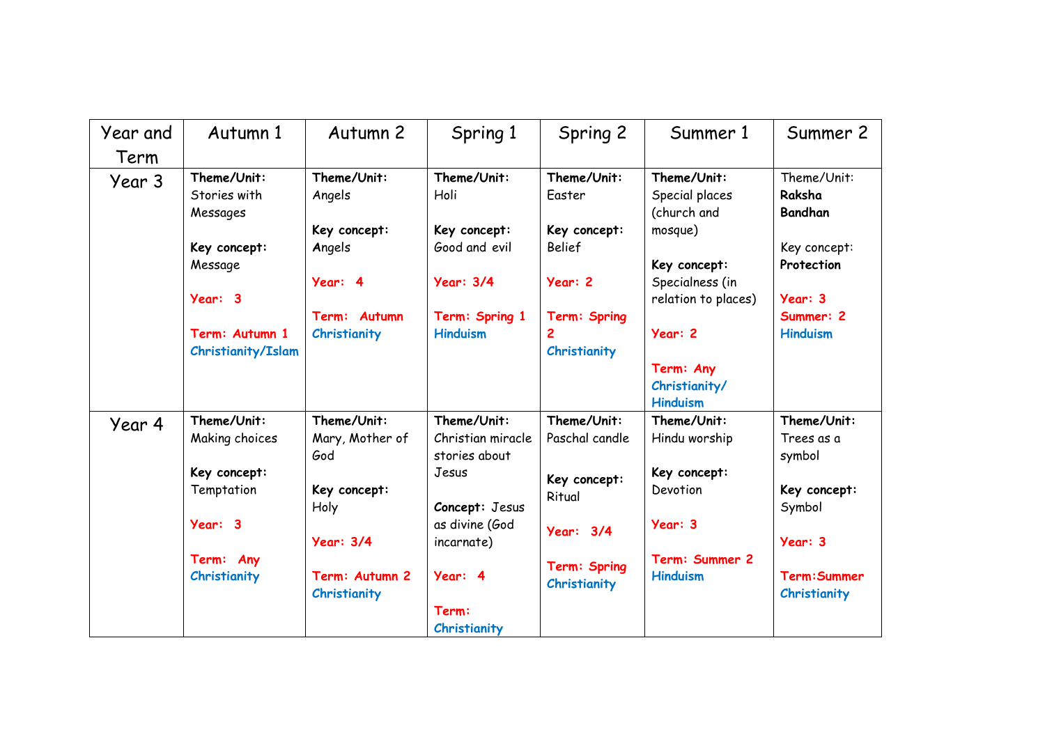| Year and Term | Autumn 1 | Autumn 2 | Spring 1 | Spring 2 | Summer 1 | Summer 2 |
|---|---|---|---|---|---|---|
| Year 3 | **Theme/Unit:** Stories with Messages<br><br>**Key concept:** Message<br><br>**Year: 3**<br><br>**Term: Autumn 1**<br>**Christianity/Islam** | **Theme/Unit:** Angels<br><br>**Key concept:** Angels<br><br>**Year: 4**<br><br>**Term: Autumn**<br>**Christianity** | **Theme/Unit:** Holi<br><br>**Key concept:** Good and evil<br><br>**Year: 3/4**<br><br>**Term: Spring 1**<br>**Hinduism** | **Theme/Unit:** Easter<br><br>**Key concept:** Belief<br><br>**Year: 2**<br><br>**Term: Spring 2**<br>**Christianity** | **Theme/Unit:** Special places (church and mosque)<br><br>**Key concept:** Specialness (in relation to places)<br><br>**Year: 2**<br><br>**Term: Any**<br>**Christianity/ Hinduism** | Theme/Unit: **Raksha Bandhan**<br><br>Key concept: **Protection**<br><br>**Year: 3**<br>**Summer: 2**<br>**Hinduism** |
| Year 4 | **Theme/Unit:** Making choices<br><br>**Key concept:** Temptation<br><br>**Year: 3**<br><br>**Term: Any**<br>**Christianity** | **Theme/Unit:** Mary, Mother of God<br><br>**Key concept:** Holy<br><br>**Year: 3/4**<br><br>**Term: Autumn 2**<br>**Christianity** | **Theme/Unit:** Christian miracle stories about Jesus<br><br>**Concept:** Jesus as divine (God incarnate)<br><br>**Year: 4**<br><br>**Term:**<br>**Christianity** | **Theme/Unit:** Paschal candle<br><br>**Key concept:** Ritual<br><br>**Year: 3/4**<br><br>**Term: Spring**<br>**Christianity** | **Theme/Unit:** Hindu worship<br><br>**Key concept:** Devotion<br><br>**Year: 3**<br><br>**Term: Summer 2**<br>**Hinduism** | **Theme/Unit:** Trees as a symbol<br><br>**Key concept:** Symbol<br><br>**Year: 3**<br><br>**Term:Summer**<br>**Christianity** |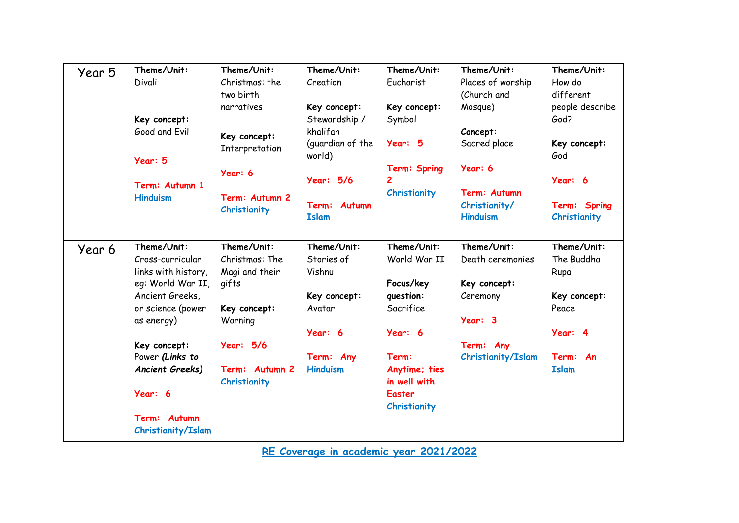| | | | | | | |
|---|---|---|---|---|---|---|
| Year 5 | **Theme/Unit:** Divali<br><br>**Key concept:** Good and Evil<br><br>**Year: 5**<br><br>**Term: Autumn 1**<br>**Hinduism** | **Theme/Unit:** Christmas: the two birth narratives<br><br>**Key concept:** Interpretation<br><br>**Year: 6**<br><br>**Term: Autumn 2**<br>**Christianity** | **Theme/Unit:** Creation<br><br>**Key concept:** Stewardship / khalifah (guardian of the world)<br><br>**Year: 5/6**<br><br>**Term: Autumn**<br>**Islam** | **Theme/Unit:** Eucharist<br><br>**Key concept:** Symbol<br><br>**Year: 5**<br><br>**Term: Spring 2**<br>**Christianity** | **Theme/Unit:** Places of worship (Church and Mosque)<br><br>**Concept:** Sacred place<br><br>**Year: 6**<br><br>**Term: Autumn**<br>**Christianity/ Hinduism** | **Theme/Unit:** How do different people describe God?<br><br>**Key concept:** God<br><br>**Year: 6**<br><br>**Term: Spring**<br>**Christianity** |
| Year 6 | **Theme/Unit:** Cross-curricular links with history, eg: World War II, Ancient Greeks, or science (power as energy)<br><br>**Key concept:** Power ***(Links to Ancient Greeks)***<br><br>**Year: 6**<br><br>**Term: Autumn**<br>**Christianity/Islam** | **Theme/Unit:** Christmas: The Magi and their gifts<br><br>**Key concept:** Warning<br><br>**Year: 5/6**<br><br>**Term: Autumn 2**<br>**Christianity** | **Theme/Unit:** Stories of Vishnu<br><br>**Key concept:** Avatar<br><br>**Year: 6**<br><br>**Term: Any**<br>**Hinduism** | **Theme/Unit:** World War II<br><br>**Focus/key question:** Sacrifice<br><br>**Year: 6**<br><br>**Term: Anytime; ties in well with Easter**<br>**Christianity** | **Theme/Unit:** Death ceremonies<br><br>**Key concept:** Ceremony<br><br>**Year: 3**<br><br>**Term: Any**<br>**Christianity/Islam** | **Theme/Unit:** The Buddha Rupa<br><br>**Key concept:** Peace<br><br>**Year: 4**<br><br>**Term: An**<br>**Islam** |

**RE Coverage in academic year 2021/2022**